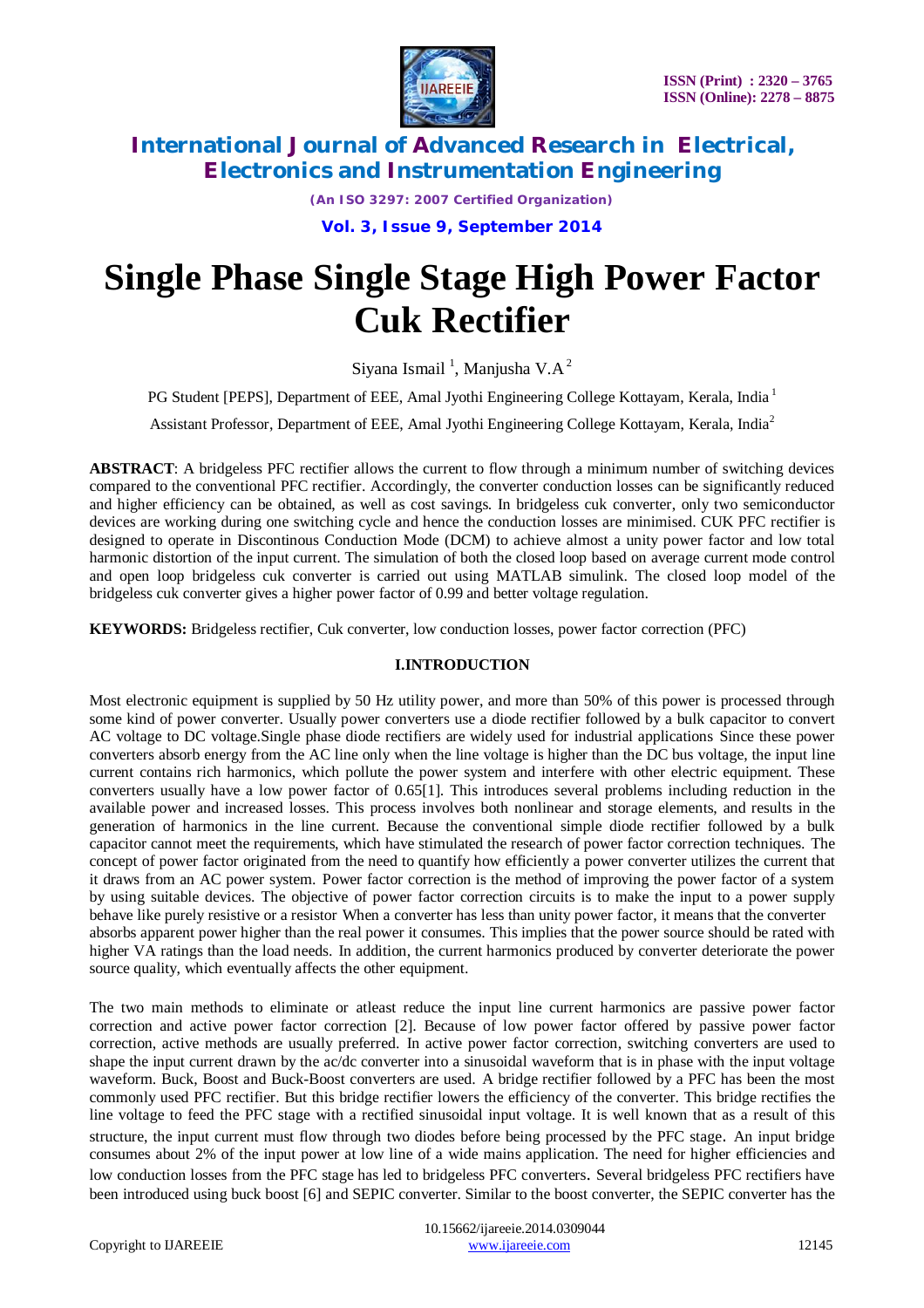# Single Phase Single Stage High Power Factor Cuk Rectifier

Siyana Ismail [1], Manjusha V.A [2]

PG Student [PEPS], Department of EEE, Amal Jyothi Engineering College Kottayam, Kerala, India [1]

Assistant Professor, Department of EEE, Amal Jyothi Engineering College Kottayam, Kerala, India[2]

**ABSTRACT**: A bridgeless PFC rectifier allows the current to flow through a minimum number of switching devices compared to the conventional PFC rectifier. Accordingly, the converter conduction losses can be significantly reduced and higher efficiency can be obtained, as well as cost savings. In bridgeless cuk converter, only two semiconductor devices are working during one switching cycle and hence the conduction losses are minimised. CUK PFC rectifier is designed to operate in Discontinous Conduction Mode (DCM) to achieve almost a unity power factor and low total harmonic distortion of the input current. The simulation of both the closed loop based on average current mode control and open loop bridgeless cuk converter is carried out using MATLAB simulink. The closed loop model of the bridgeless cuk converter gives a higher power factor of 0.99 and better voltage regulation.

**KEYWORDS:** Bridgeless rectifier, Cuk converter, low conduction losses, power factor correction (PFC)

## I.INTRODUCTION

Most electronic equipment is supplied by 50 Hz utility power, and more than 50% of this power is processed through some kind of power converter. Usually power converters use a diode rectifier followed by a bulk capacitor to convert AC voltage to DC voltage.Single phase diode rectifiers are widely used for industrial applications Since these power converters absorb energy from the AC line only when the line voltage is higher than the DC bus voltage, the input line current contains rich harmonics, which pollute the power system and interfere with other electric equipment. These converters usually have a low power factor of 0.65[1]. This introduces several problems including reduction in the available power and increased losses. This process involves both nonlinear and storage elements, and results in the generation of harmonics in the line current. Because the conventional simple diode rectifier followed by a bulk capacitor cannot meet the requirements, which have stimulated the research of power factor correction techniques. The concept of power factor originated from the need to quantify how efficiently a power converter utilizes the current that it draws from an AC power system. Power factor correction is the method of improving the power factor of a system by using suitable devices. The objective of power factor correction circuits is to make the input to a power supply behave like purely resistive or a resistor When a converter has less than unity power factor, it means that the converter absorbs apparent power higher than the real power it consumes. This implies that the power source should be rated with higher VA ratings than the load needs. In addition, the current harmonics produced by converter deteriorate the power source quality, which eventually affects the other equipment.

The two main methods to eliminate or atleast reduce the input line current harmonics are passive power factor correction and active power factor correction [2]. Because of low power factor offered by passive power factor correction, active methods are usually preferred. In active power factor correction, switching converters are used to shape the input current drawn by the ac/dc converter into a sinusoidal waveform that is in phase with the input voltage waveform. Buck, Boost and Buck-Boost converters are used. A bridge rectifier followed by a PFC has been the most commonly used PFC rectifier. But this bridge rectifier lowers the efficiency of the converter. This bridge rectifies the line voltage to feed the PFC stage with a rectified sinusoidal input voltage. It is well known that as a result of this structure, the input current must flow through two diodes before being processed by the PFC stage. An input bridge consumes about 2% of the input power at low line of a wide mains application. The need for higher efficiencies and low conduction losses from the PFC stage has led to bridgeless PFC converters. Several bridgeless PFC rectifiers have been introduced using buck boost [6] and SEPIC converter. Similar to the boost converter, the SEPIC converter has the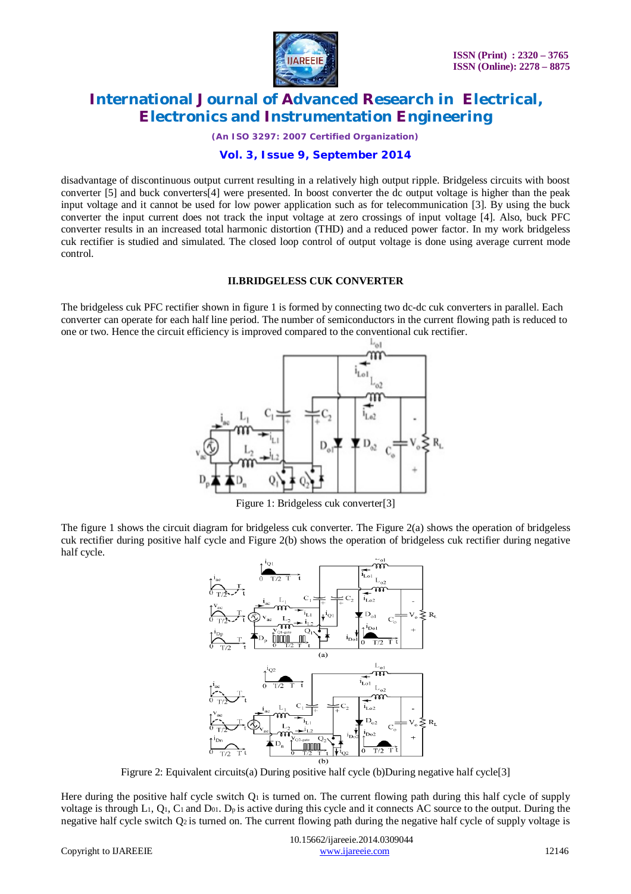disadvantage of discontinuous output current resulting in a relatively high output ripple. Bridgeless circuits with boost converter [5] and buck converters[4] were presented. In boost converter the dc output voltage is higher than the peak input voltage and it cannot be used for low power application such as for telecommunication [3]. By using the buck converter the input current does not track the input voltage at zero crossings of input voltage [4]. Also, buck PFC converter results in an increased total harmonic distortion (THD) and a reduced power factor. In my work bridgeless cuk rectifier is studied and simulated. The closed loop control of output voltage is done using average current mode control.

## II.BRIDGELESS CUK CONVERTER

The bridgeless cuk PFC rectifier shown in figure 1 is formed by connecting two dc-dc cuk converters in parallel. Each converter can operate for each half line period. The number of semiconductors in the current flowing path is reduced to one or two. Hence the circuit efficiency is improved compared to the conventional cuk rectifier.

Figure 1: Bridgeless cuk converter[3]

The figure 1 shows the circuit diagram for bridgeless cuk converter. The Figure 2(a) shows the operation of bridgeless cuk rectifier during positive half cycle and Figure 2(b) shows the operation of bridgeless cuk rectifier during negative half cycle.

Figrure 2: Equivalent circuits(a) During positive half cycle (b)During negative half cycle[3]

Here during the positive half cycle switch $Q_1$ is turned on. The current flowing path during this half cycle of supply voltage is through $L_1$, $Q_1$, $C_1$ and $D_{01}$. $D_p$ is active during this cycle and it connects AC source to the output. During the negative half cycle switch $Q_2$ is turned on. The current flowing path during the negative half cycle of supply voltage is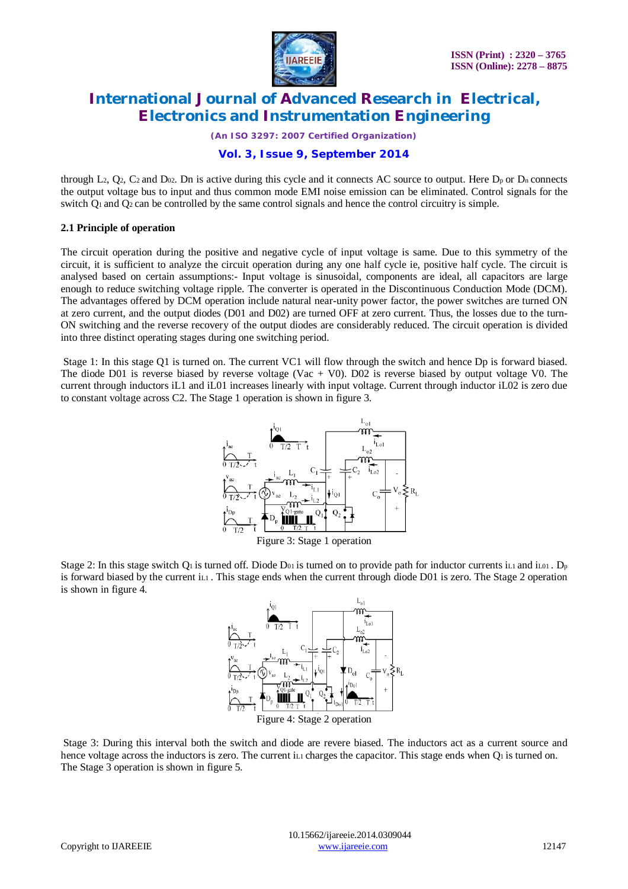through $L_2$, $Q_2$, $C_2$ and $D_{02}$. Dn is active during this cycle and it connects AC source to output. Here $D_p$ or $D_n$ connects the output voltage bus to input and thus common mode EMI noise emission can be eliminated. Control signals for the switch $Q_1$ and $Q_2$ can be controlled by the same control signals and hence the control circuitry is simple.

### 2.1 Principle of operation

The circuit operation during the positive and negative cycle of input voltage is same. Due to this symmetry of the circuit, it is sufficient to analyze the circuit operation during any one half cycle ie, positive half cycle. The circuit is analysed based on certain assumptions:- Input voltage is sinusoidal, components are ideal, all capacitors are large enough to reduce switching voltage ripple. The converter is operated in the Discontinuous Conduction Mode (DCM). The advantages offered by DCM operation include natural near-unity power factor, the power switches are turned ON at zero current, and the output diodes (D01 and D02) are turned OFF at zero current. Thus, the losses due to the turn-ON switching and the reverse recovery of the output diodes are considerably reduced. The circuit operation is divided into three distinct operating stages during one switching period.

Stage 1: In this stage Q1 is turned on. The current VC1 will flow through the switch and hence Dp is forward biased. The diode D01 is reverse biased by reverse voltage (Vac + V0). D02 is reverse biased by output voltage V0. The current through inductors iL1 and iL01 increases linearly with input voltage. Current through inductor iL02 is zero due to constant voltage across C2. The Stage 1 operation is shown in figure 3.

Figure 3: Stage 1 operation

Stage 2: In this stage switch $Q_1$ is turned off. Diode $D_{01}$ is turned on to provide path for inductor currents $i_{L1}$ and $i_{L01}$ . $D_p$ is forward biased by the current $i_{L1}$ . This stage ends when the current through diode D01 is zero. The Stage 2 operation is shown in figure 4.

Figure 4: Stage 2 operation

Stage 3: During this interval both the switch and diode are revere biased. The inductors act as a current source and hence voltage across the inductors is zero. The current $i_{L1}$ charges the capacitor. This stage ends when $Q_1$ is turned on. The Stage 3 operation is shown in figure 5.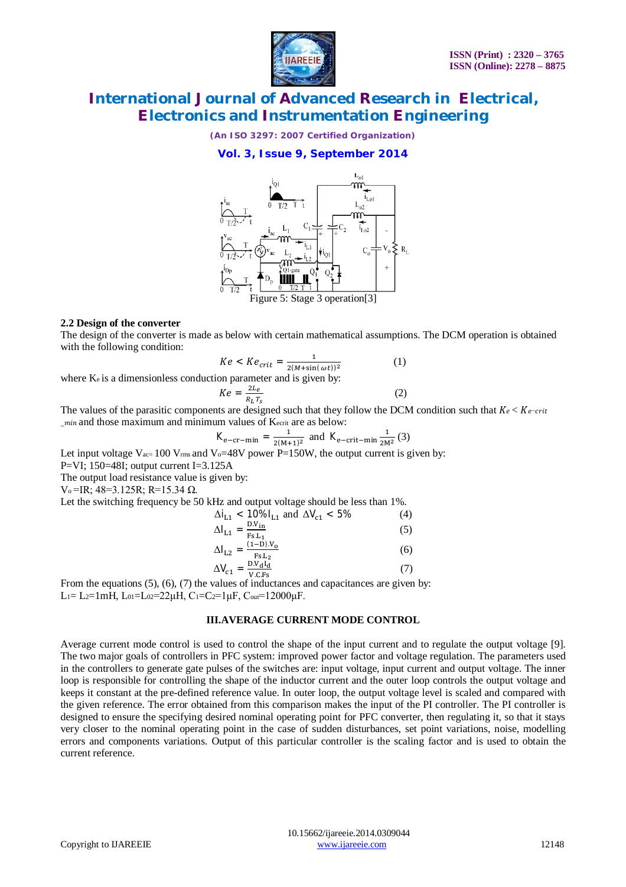Figure 5: Stage 3 operation[3]

### 2.2 Design of the converter

The design of the converter is made as below with certain mathematical assumptions. The DCM operation is obtained with the following condition:

$$Ke < Ke_{crit} = \frac{1}{2(M+\sin(\omega t))^2} \quad (1)$$

where $K_e$ is a dimensionless conduction parameter and is given by:

$$Ke = \frac{2L_e}{R_L T_s} \quad (2)$$

The values of the parasitic components are designed such that they follow the DCM condition such that $K_e < K_{e-crit\_min}$ and those maximum and minimum values of $K_{ecrit}$ are as below:

$$K_{e-cr-min} = \frac{1}{2(M+1)^2} \text{ and } K_{e-crit-min} \frac{1}{2M^2} \quad (3)$$

Let input voltage $V_{ac}$= 100 $V_{rms}$ and $V_o$=48V power P=150W, the output current is given by:

P=VI; 150=48I; output current I=3.125A

The output load resistance value is given by:

$V_o$ =IR; 48=3.125R; R=15.34 Ω.

Let the switching frequency be 50 kHz and output voltage should be less than 1%.

$$\Delta i_{L1} < 10\% I_{L1} \text{ and } \Delta V_{c1} < 5\% \quad (4)$$

$$\Delta I_{L1} = \frac{D.V_{in}}{Fs.L_1} \quad (5)$$

$$\Delta I_{L2} = \frac{(1-D).V_o}{Fs.L_2} \quad (6)$$

$$\Delta V_{c1} = \frac{D.V_d I_d}{V.C.Fs} \quad (7)$$

From the equations (5), (6), (7) the values of inductances and capacitances are given by:

$L_1$= $L_2$=1mH, $L_{01}$=$L_{02}$=22μH, $C_1$=$C_2$=1μF, $C_{out}$=12000μF.

## III.AVERAGE CURRENT MODE CONTROL

Average current mode control is used to control the shape of the input current and to regulate the output voltage [9]. The two major goals of controllers in PFC system: improved power factor and voltage regulation. The parameters used in the controllers to generate gate pulses of the switches are: input voltage, input current and output voltage. The inner loop is responsible for controlling the shape of the inductor current and the outer loop controls the output voltage and keeps it constant at the pre-defined reference value. In outer loop, the output voltage level is scaled and compared with the given reference. The error obtained from this comparison makes the input of the PI controller. The PI controller is designed to ensure the specifying desired nominal operating point for PFC converter, then regulating it, so that it stays very closer to the nominal operating point in the case of sudden disturbances, set point variations, noise, modelling errors and components variations. Output of this particular controller is the scaling factor and is used to obtain the current reference.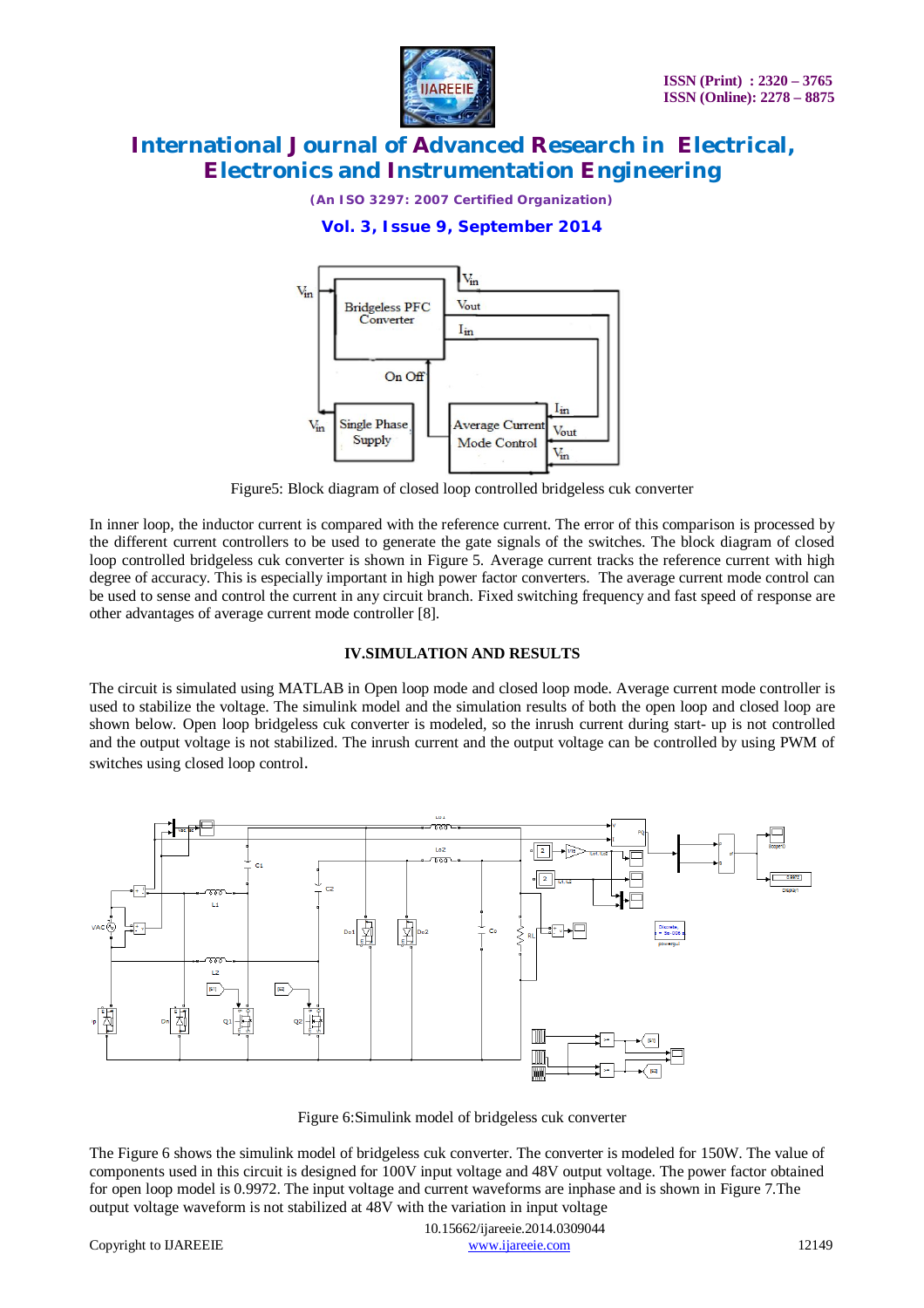Figure5: Block diagram of closed loop controlled bridgeless cuk converter

In inner loop, the inductor current is compared with the reference current. The error of this comparison is processed by the different current controllers to be used to generate the gate signals of the switches. The block diagram of closed loop controlled bridgeless cuk converter is shown in Figure 5. Average current tracks the reference current with high degree of accuracy. This is especially important in high power factor converters. The average current mode control can be used to sense and control the current in any circuit branch. Fixed switching frequency and fast speed of response are other advantages of average current mode controller [8].

## IV.SIMULATION AND RESULTS

The circuit is simulated using MATLAB in Open loop mode and closed loop mode. Average current mode controller is used to stabilize the voltage. The simulink model and the simulation results of both the open loop and closed loop are shown below. Open loop bridgeless cuk converter is modeled, so the inrush current during start- up is not controlled and the output voltage is not stabilized. The inrush current and the output voltage can be controlled by using PWM of switches using closed loop control.

Figure 6:Simulink model of bridgeless cuk converter

The Figure 6 shows the simulink model of bridgeless cuk converter. The converter is modeled for 150W. The value of components used in this circuit is designed for 100V input voltage and 48V output voltage. The power factor obtained for open loop model is 0.9972. The input voltage and current waveforms are inphase and is shown in Figure 7.The output voltage waveform is not stabilized at 48V with the variation in input voltage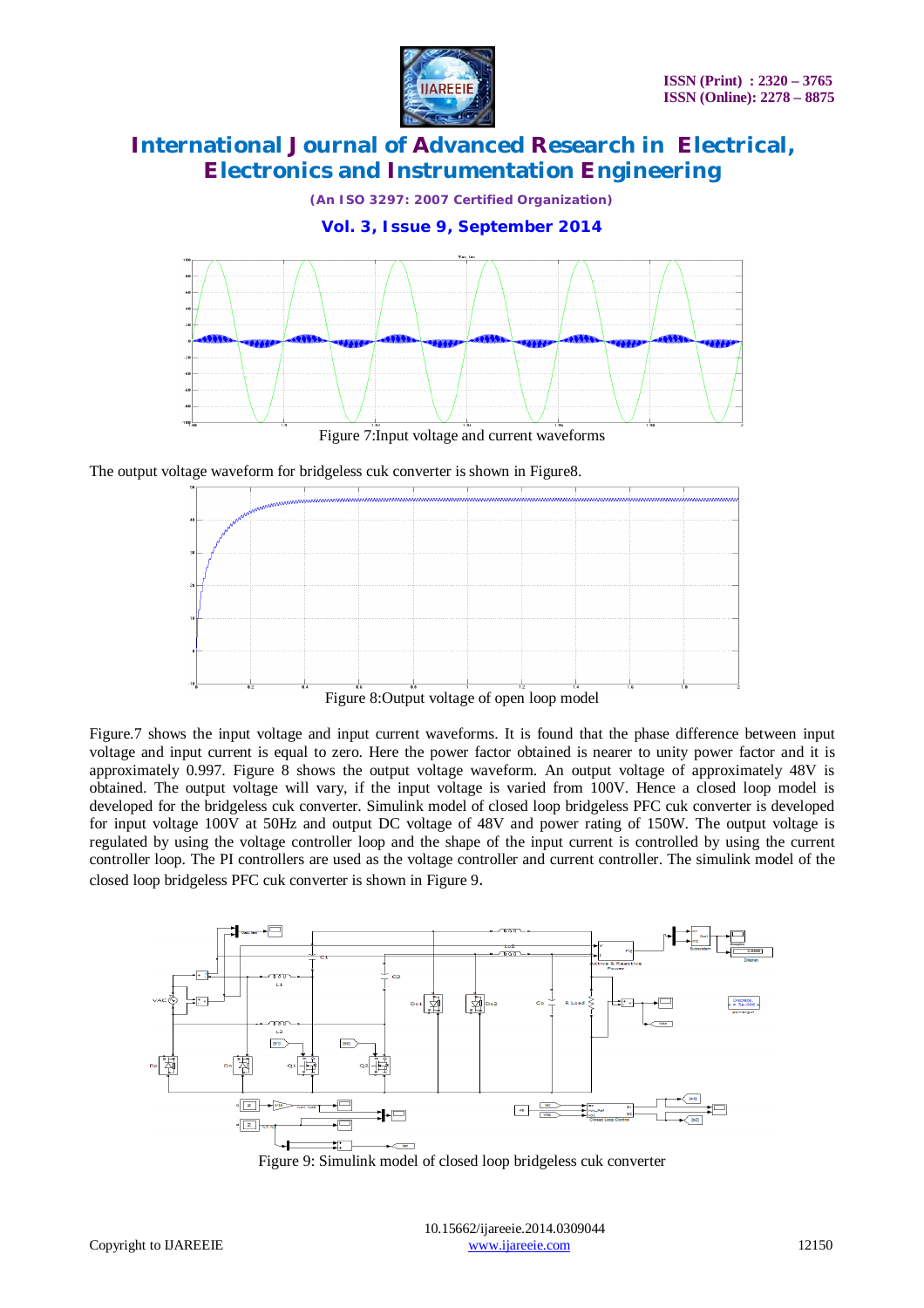Figure 7:Input voltage and current waveforms

The output voltage waveform for bridgeless cuk converter is shown in Figure8.

Figure 8:Output voltage of open loop model

Figure.7 shows the input voltage and input current waveforms. It is found that the phase difference between input voltage and input current is equal to zero. Here the power factor obtained is nearer to unity power factor and it is approximately 0.997. Figure 8 shows the output voltage waveform. An output voltage of approximately 48V is obtained. The output voltage will vary, if the input voltage is varied from 100V. Hence a closed loop model is developed for the bridgeless cuk converter. Simulink model of closed loop bridgeless PFC cuk converter is developed for input voltage 100V at 50Hz and output DC voltage of 48V and power rating of 150W. The output voltage is regulated by using the voltage controller loop and the shape of the input current is controlled by using the current controller loop. The PI controllers are used as the voltage controller and current controller. The simulink model of the closed loop bridgeless PFC cuk converter is shown in Figure 9.

Figure 9: Simulink model of closed loop bridgeless cuk converter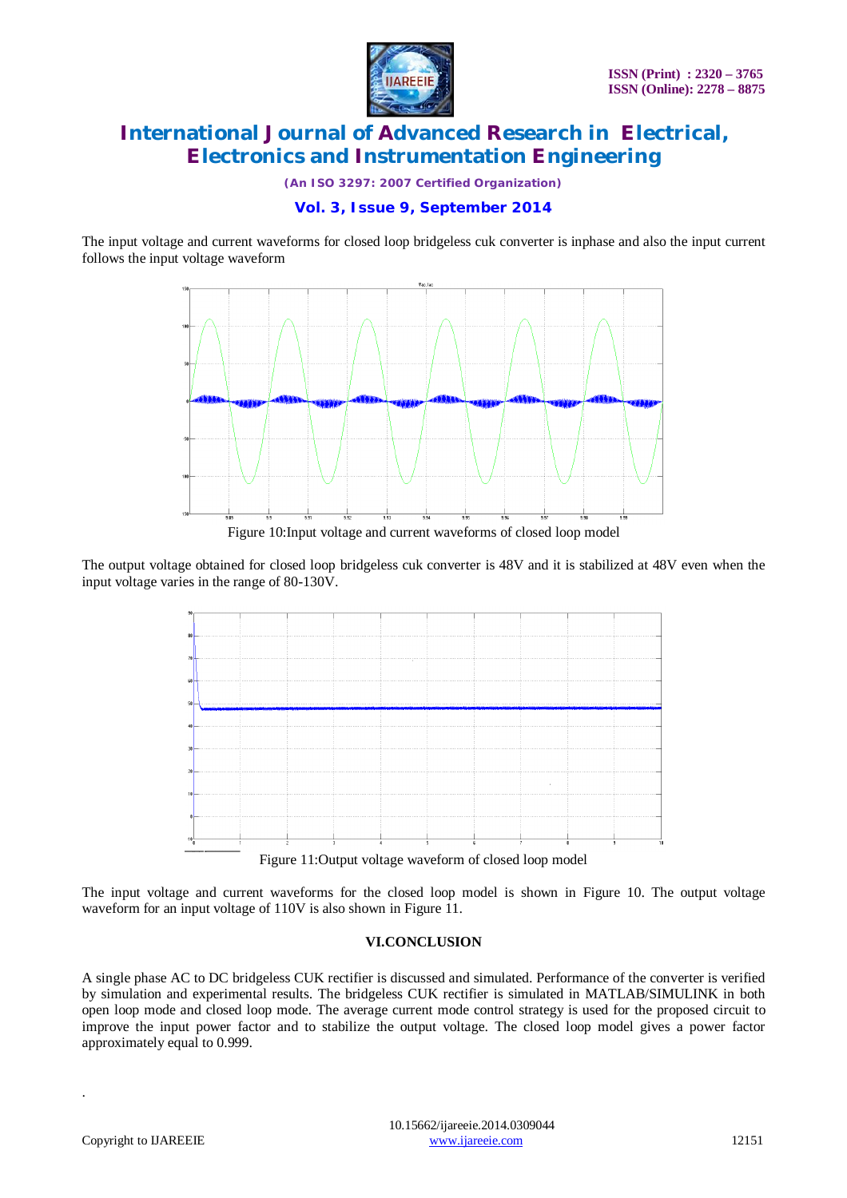The input voltage and current waveforms for closed loop bridgeless cuk converter is inphase and also the input current follows the input voltage waveform

Figure 10:Input voltage and current waveforms of closed loop model

The output voltage obtained for closed loop bridgeless cuk converter is 48V and it is stabilized at 48V even when the input voltage varies in the range of 80-130V.

Figure 11:Output voltage waveform of closed loop model

The input voltage and current waveforms for the closed loop model is shown in Figure 10. The output voltage waveform for an input voltage of 110V is also shown in Figure 11.

## VI.CONCLUSION

A single phase AC to DC bridgeless CUK rectifier is discussed and simulated. Performance of the converter is verified by simulation and experimental results. The bridgeless CUK rectifier is simulated in MATLAB/SIMULINK in both open loop mode and closed loop mode. The average current mode control strategy is used for the proposed circuit to improve the input power factor and to stabilize the output voltage. The closed loop model gives a power factor approximately equal to 0.999.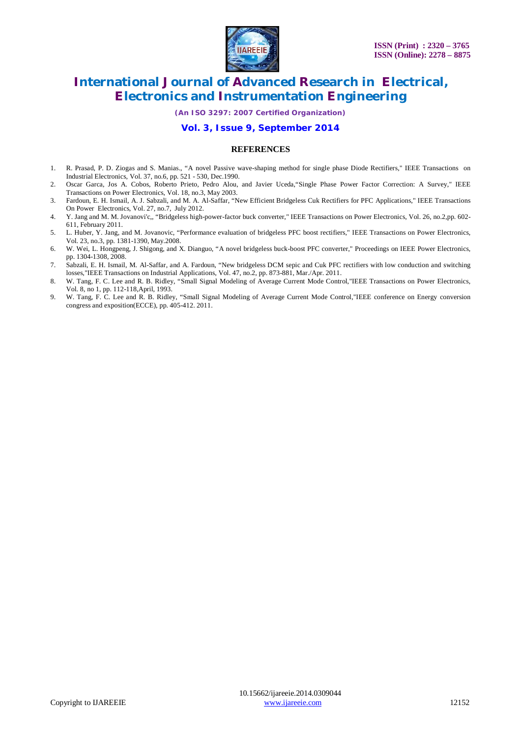## REFERENCES

1. R. Prasad, P. D. Ziogas and S. Manias., "A novel Passive wave-shaping method for single phase Diode Rectifiers," IEEE Transactions on Industrial Electronics, Vol. 37, no.6, pp. 521 - 530, Dec.1990.
2. Oscar Garca, Jos A. Cobos, Roberto Prieto, Pedro Alou, and Javier Uceda,"Single Phase Power Factor Correction: A Survey," IEEE Transactions on Power Electronics, Vol. 18, no.3, May 2003.
3. Fardoun, E. H. Ismail, A. J. Sabzali, and M. A. Al-Saffar, "New Efficient Bridgeless Cuk Rectifiers for PFC Applications," IEEE Transactions On Power Electronics, Vol. 27, no.7, July 2012.
4. Y. Jang and M. M. Jovanovi'c,, "Bridgeless high-power-factor buck converter," IEEE Transactions on Power Electronics, Vol. 26, no.2,pp. 602-611, February 2011.
5. L. Huber, Y. Jang, and M. Jovanovic, "Performance evaluation of bridgeless PFC boost rectifiers," IEEE Transactions on Power Electronics, Vol. 23, no.3, pp. 1381-1390, May.2008.
6. W. Wei, L. Hongpeng, J. Shigong, and X. Dianguo, "A novel bridgeless buck-boost PFC converter," Proceedings on IEEE Power Electronics, pp. 1304-1308, 2008.
7. Sabzali, E. H. Ismail, M. Al-Saffar, and A. Fardoun, "New bridgeless DCM sepic and Cuk PFC rectifiers with low conduction and switching losses,"IEEE Transactions on Industrial Applications, Vol. 47, no.2, pp. 873-881, Mar./Apr. 2011.
8. W. Tang, F. C. Lee and R. B. Ridley, "Small Signal Modeling of Average Current Mode Control,"IEEE Transactions on Power Electronics, Vol. 8, no 1, pp. 112-118,April, 1993.
9. W. Tang, F. C. Lee and R. B. Ridley, "Small Signal Modeling of Average Current Mode Control,"IEEE conference on Energy conversion congress and exposition(ECCE), pp. 405-412. 2011.